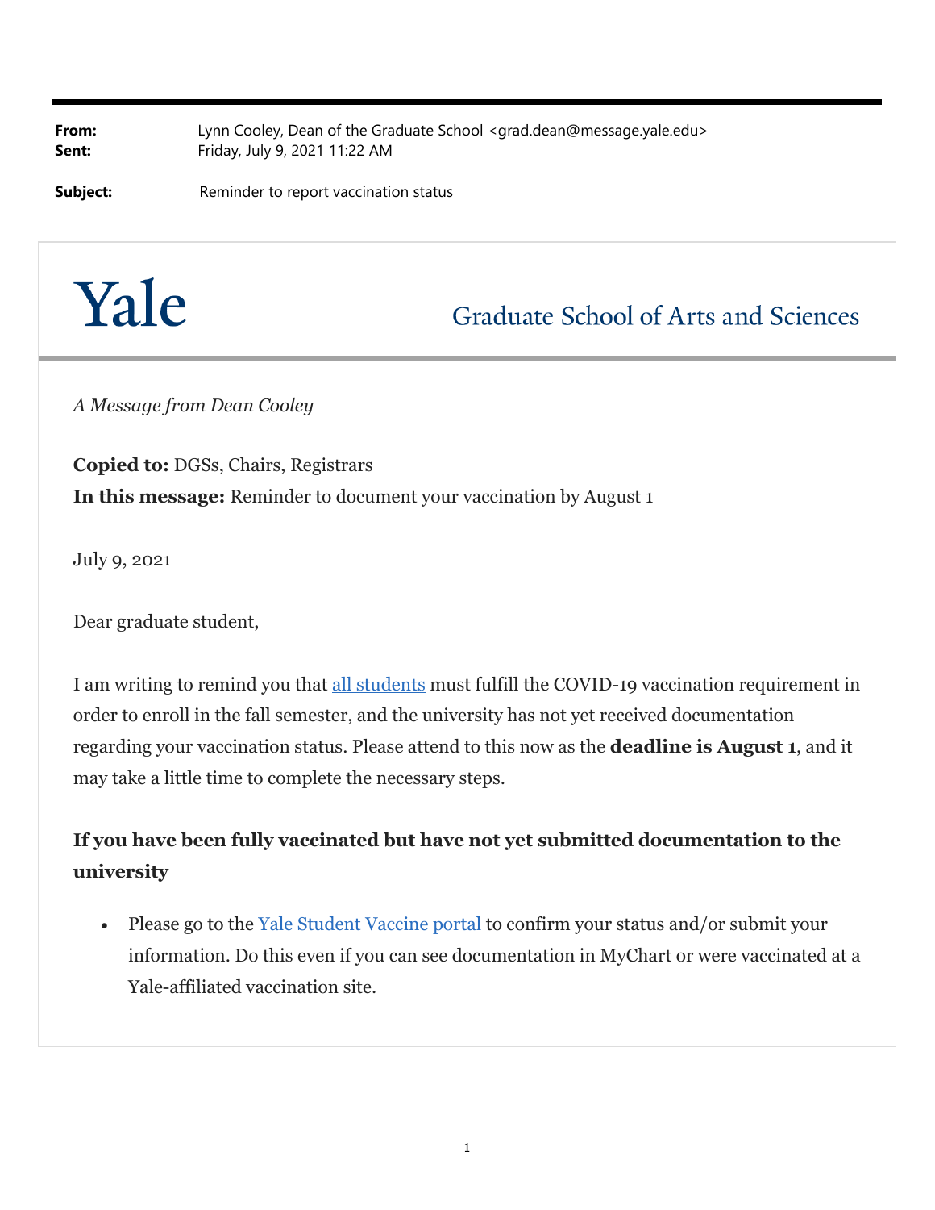**From:** Lynn Cooley, Dean of the Graduate School <grad.dean@message.yale.edu>
**Sent:** Friday, July 9, 2021 11:22 AM

**Subject:** Reminder to report vaccination status

Yale — Graduate School of Arts and Sciences

*A Message from Dean Cooley*

**Copied to:** DGSs, Chairs, Registrars
**In this message:** Reminder to document your vaccination by August 1

July 9, 2021

Dear graduate student,

I am writing to remind you that all students must fulfill the COVID-19 vaccination requirement in order to enroll in the fall semester, and the university has not yet received documentation regarding your vaccination status. Please attend to this now as the **deadline is August 1**, and it may take a little time to complete the necessary steps.

### If you have been fully vaccinated but have not yet submitted documentation to the university

- Please go to the Yale Student Vaccine portal to confirm your status and/or submit your information. Do this even if you can see documentation in MyChart or were vaccinated at a Yale-affiliated vaccination site.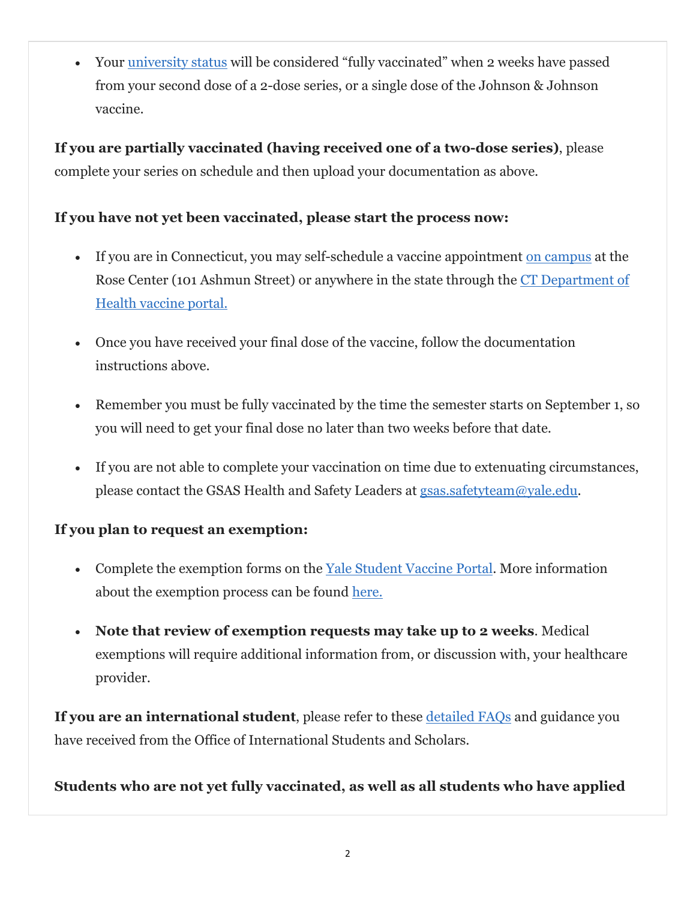- Your [university status](university status) will be considered "fully vaccinated" when 2 weeks have passed from your second dose of a 2-dose series, or a single dose of the Johnson & Johnson vaccine.

**If you are partially vaccinated (having received one of a two-dose series)**, please complete your series on schedule and then upload your documentation as above.

**If you have not yet been vaccinated, please start the process now:**

- If you are in Connecticut, you may self-schedule a vaccine appointment on campus at the Rose Center (101 Ashmun Street) or anywhere in the state through the CT Department of Health vaccine portal.

- Once you have received your final dose of the vaccine, follow the documentation instructions above.

- Remember you must be fully vaccinated by the time the semester starts on September 1, so you will need to get your final dose no later than two weeks before that date.

- If you are not able to complete your vaccination on time due to extenuating circumstances, please contact the GSAS Health and Safety Leaders at gsas.safetyteam@yale.edu.

**If you plan to request an exemption:**

- Complete the exemption forms on the Yale Student Vaccine Portal. More information about the exemption process can be found here.

- **Note that review of exemption requests may take up to 2 weeks**. Medical exemptions will require additional information from, or discussion with, your healthcare provider.

**If you are an international student**, please refer to these detailed FAQs and guidance you have received from the Office of International Students and Scholars.

**Students who are not yet fully vaccinated, as well as all students who have applied**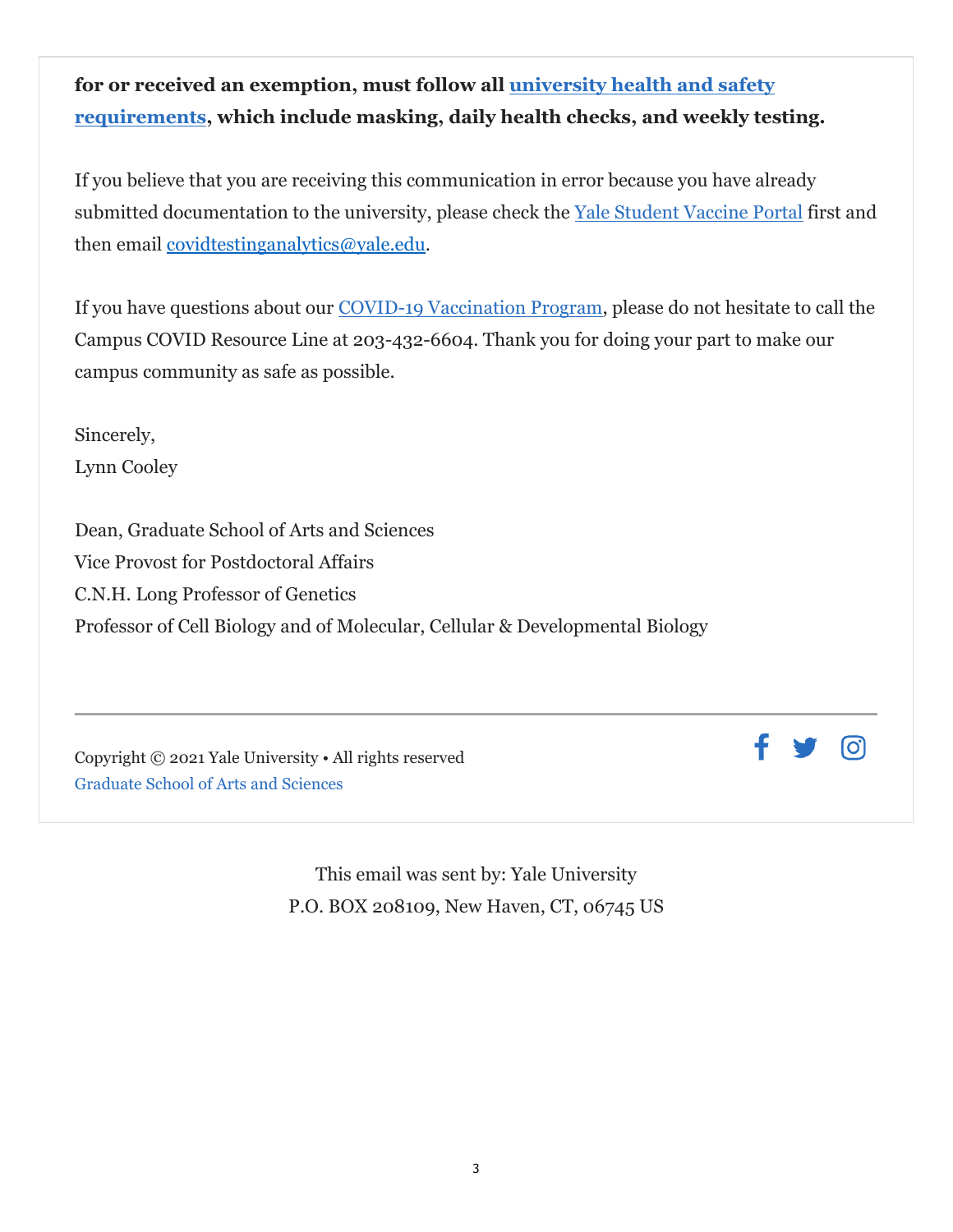**for or received an exemption, must follow all university health and safety requirements, which include masking, daily health checks, and weekly testing.**

If you believe that you are receiving this communication in error because you have already submitted documentation to the university, please check the Yale Student Vaccine Portal first and then email covidtestinganalytics@yale.edu.

If you have questions about our COVID-19 Vaccination Program, please do not hesitate to call the Campus COVID Resource Line at 203-432-6604. Thank you for doing your part to make our campus community as safe as possible.

Sincerely,
Lynn Cooley

Dean, Graduate School of Arts and Sciences
Vice Provost for Postdoctoral Affairs
C.N.H. Long Professor of Genetics
Professor of Cell Biology and of Molecular, Cellular & Developmental Biology

---

Copyright © 2021 Yale University • All rights reserved
Graduate School of Arts and Sciences

This email was sent by: Yale University
P.O. BOX 208109, New Haven, CT, 06745 US